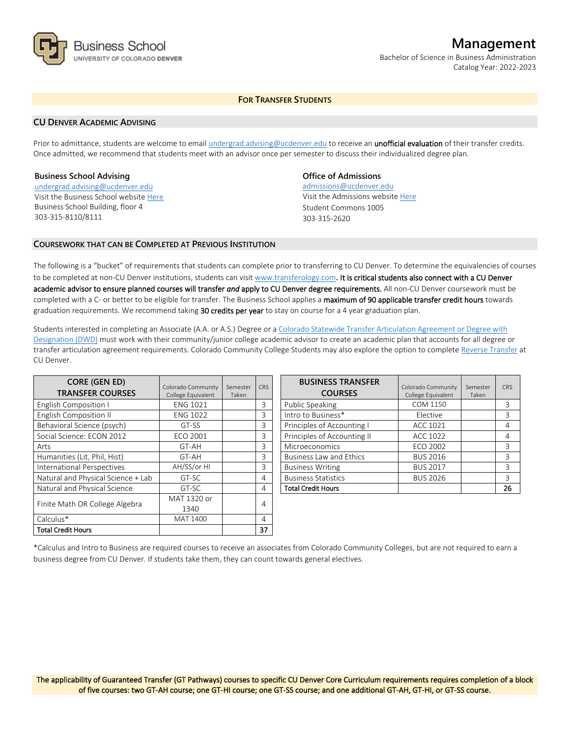Business School
UNIVERSITY OF COLORADO DENVER

# Management

Bachelor of Science in Business Administration
Catalog Year: 2022-2023

## FOR TRANSFER STUDENTS

### CU DENVER ACADEMIC ADVISING

Prior to admittance, students are welcome to email undergrad.advising@ucdenver.edu to receive an **unofficial evaluation** of their transfer credits. Once admitted, we recommend that students meet with an advisor once per semester to discuss their individualized degree plan.

**Business School Advising**
undergrad.advising@ucdenver.edu
Visit the Business School website Here
Business School Building, floor 4
303-315-8110/8111

**Office of Admissions**
admissions@ucdenver.edu
Visit the Admissions website Here
Student Commons 1005
303-315-2620

### COURSEWORK THAT CAN BE COMPLETED AT PREVIOUS INSTITUTION

The following is a "bucket" of requirements that students can complete prior to transferring to CU Denver. To determine the equivalencies of courses to be completed at non-CU Denver institutions, students can visit www.transferology.com. **It is critical students also connect with a CU Denver academic advisor to ensure planned courses will transfer *and* apply to CU Denver degree requirements.** All non-CU Denver coursework must be completed with a C- or better to be eligible for transfer. The Business School applies a **maximum of 90 applicable transfer credit hours** towards graduation requirements. We recommend taking **30 credits per year** to stay on course for a 4 year graduation plan.

Students interested in completing an Associate (A.A. or A.S.) Degree or a Colorado Statewide Transfer Articulation Agreement or Degree with Designation (DWD) must work with their community/junior college academic advisor to create an academic plan that accounts for all degree or transfer articulation agreement requirements. Colorado Community College Students may also explore the option to complete Reverse Transfer at CU Denver.

| CORE (GEN ED) TRANSFER COURSES | Colorado Community College Equivalent | Semester Taken | CRS |
|---|---|---|---|
| English Composition I | ENG 1021 | | 3 |
| English Composition II | ENG 1022 | | 3 |
| Behavioral Science (psych) | GT-SS | | 3 |
| Social Science: ECON 2012 | ECO 2001 | | 3 |
| Arts | GT-AH | | 3 |
| Humanities (Lit, Phil, Hist) | GT-AH | | 3 |
| International Perspectives | AH/SS/or HI | | 3 |
| Natural and Physical Science + Lab | GT-SC | | 4 |
| Natural and Physical Science | GT-SC | | 4 |
| Finite Math OR College Algebra | MAT 1320 or 1340 | | 4 |
| Calculus* | MAT 1400 | | 4 |
| **Total Credit Hours** | | | **37** |

| BUSINESS TRANSFER COURSES | Colorado Community College Equivalent | Semester Taken | CRS |
|---|---|---|---|
| Public Speaking | COM 1150 | | 3 |
| Intro to Business* | Elective | | 3 |
| Principles of Accounting I | ACC 1021 | | 4 |
| Principles of Accounting II | ACC 1022 | | 4 |
| Microeconomics | ECO 2002 | | 3 |
| Business Law and Ethics | BUS 2016 | | 3 |
| Business Writing | BUS 2017 | | 3 |
| Business Statistics | BUS 2026 | | 3 |
| **Total Credit Hours** | | | **26** |

*Calculus and Intro to Business are required courses to receive an associates from Colorado Community Colleges, but are not required to earn a business degree from CU Denver. If students take them, they can count towards general electives.

The applicability of Guaranteed Transfer (GT Pathways) courses to specific CU Denver Core Curriculum requirements requires completion of a block of five courses: two GT-AH course; one GT-HI course; one GT-SS course; and one additional GT-AH, GT-HI, or GT-SS course.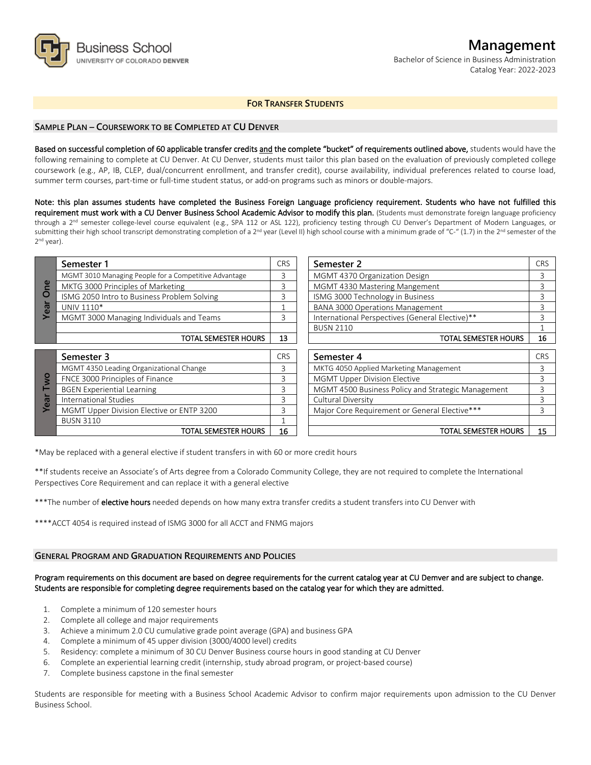# Management

Bachelor of Science in Business Administration
Catalog Year: 2022-2023

## FOR TRANSFER STUDENTS

### SAMPLE PLAN – COURSEWORK TO BE COMPLETED AT CU DENVER

**Based on successful completion of 60 applicable transfer credits and the complete "bucket" of requirements outlined above,** students would have the following remaining to complete at CU Denver. At CU Denver, students must tailor this plan based on the evaluation of previously completed college coursework (e.g., AP, IB, CLEP, dual/concurrent enrollment, and transfer credit), course availability, individual preferences related to course load, summer term courses, part-time or full-time student status, or add-on programs such as minors or double-majors.

**Note: this plan assumes students have completed the Business Foreign Language proficiency requirement. Students who have not fulfilled this requirement must work with a CU Denver Business School Academic Advisor to modify this plan.** (Students must demonstrate foreign language proficiency through a 2nd semester college-level course equivalent (e.g., SPA 112 or ASL 122), proficiency testing through CU Denver's Department of Modern Languages, or submitting their high school transcript demonstrating completion of a 2nd year (Level II) high school course with a minimum grade of "C-" (1.7) in the 2nd semester of the 2nd year).

**Year One**

| Semester 1 | CRS |
|---|---|
| MGMT 3010 Managing People for a Competitive Advantage | 3 |
| MKTG 3000 Principles of Marketing | 3 |
| ISMG 2050 Intro to Business Problem Solving | 3 |
| UNIV 1110* | 1 |
| MGMT 3000 Managing Individuals and Teams | 3 |
| | |
| TOTAL SEMESTER HOURS | 13 |

| Semester 2 | CRS |
|---|---|
| MGMT 4370 Organization Design | 3 |
| MGMT 4330 Mastering Mangement | 3 |
| ISMG 3000 Technology in Business | 3 |
| BANA 3000 Operations Management | 3 |
| International Perspectives (General Elective)** | 3 |
| BUSN 2110 | 1 |
| TOTAL SEMESTER HOURS | 16 |

**Year Two**

| Semester 3 | CRS |
|---|---|
| MGMT 4350 Leading Organizational Change | 3 |
| FNCE 3000 Principles of Finance | 3 |
| BGEN Experiential Learning | 3 |
| International Studies | 3 |
| MGMT Upper Division Elective or ENTP 3200 | 3 |
| BUSN 3110 | 1 |
| TOTAL SEMESTER HOURS | 16 |

| Semester 4 | CRS |
|---|---|
| MKTG 4050 Applied Marketing Management | 3 |
| MGMT Upper Division Elective | 3 |
| MGMT 4500 Business Policy and Strategic Management | 3 |
| Cultural Diversity | 3 |
| Major Core Requirement or General Elective*** | 3 |
| | |
| TOTAL SEMESTER HOURS | 15 |

*May be replaced with a general elective if student transfers in with 60 or more credit hours

**If students receive an Associate's of Arts degree from a Colorado Community College, they are not required to complete the International Perspectives Core Requirement and can replace it with a general elective

***The number of **elective hours** needed depends on how many extra transfer credits a student transfers into CU Denver with

****ACCT 4054 is required instead of ISMG 3000 for all ACCT and FNMG majors

### GENERAL PROGRAM AND GRADUATION REQUIREMENTS AND POLICIES

**Program requirements on this document are based on degree requirements for the current catalog year at CU Demver and are subject to change. Students are responsible for completing degree requirements based on the catalog year for which they are admitted.**

1. Complete a minimum of 120 semester hours
2. Complete all college and major requirements
3. Achieve a minimum 2.0 CU cumulative grade point average (GPA) and business GPA
4. Complete a minimum of 45 upper division (3000/4000 level) credits
5. Residency: complete a minimum of 30 CU Denver Business course hours in good standing at CU Denver
6. Complete an experiential learning credit (internship, study abroad program, or project-based course)
7. Complete business capstone in the final semester

Students are responsible for meeting with a Business School Academic Advisor to confirm major requirements upon admission to the CU Denver Business School.